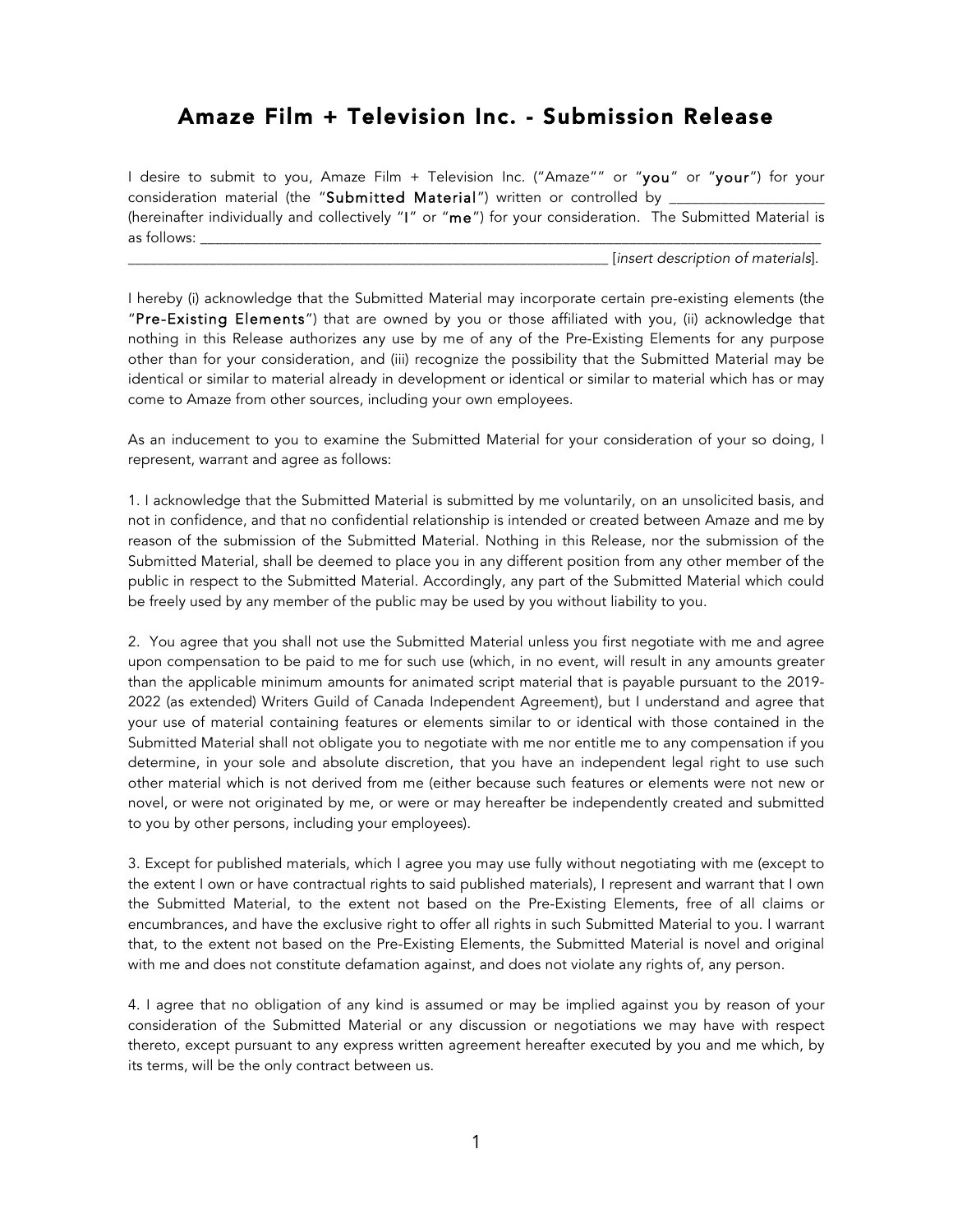# Amaze Film + Television Inc. - Submission Release

I desire to submit to you, Amaze Film + Television Inc. ("Amaze"" or "**you**" or "**your**") for your consideration material (the "**Submitted Material**") written or controlled by ____________________ (hereinafter individually and collectively "**I**" or "**me**") for your consideration. The Submitted Material is as follows: ______________________________________________________________________________ ______________________________________________________________________ [*insert description of materials*].

I hereby (i) acknowledge that the Submitted Material may incorporate certain pre-existing elements (the "**Pre-Existing Elements**") that are owned by you or those affiliated with you, (ii) acknowledge that nothing in this Release authorizes any use by me of any of the Pre-Existing Elements for any purpose other than for your consideration, and (iii) recognize the possibility that the Submitted Material may be identical or similar to material already in development or identical or similar to material which has or may come to Amaze from other sources, including your own employees.

As an inducement to you to examine the Submitted Material for your consideration of your so doing, I represent, warrant and agree as follows:

1. I acknowledge that the Submitted Material is submitted by me voluntarily, on an unsolicited basis, and not in confidence, and that no confidential relationship is intended or created between Amaze and me by reason of the submission of the Submitted Material. Nothing in this Release, nor the submission of the Submitted Material, shall be deemed to place you in any different position from any other member of the public in respect to the Submitted Material. Accordingly, any part of the Submitted Material which could be freely used by any member of the public may be used by you without liability to you.

2. You agree that you shall not use the Submitted Material unless you first negotiate with me and agree upon compensation to be paid to me for such use (which, in no event, will result in any amounts greater than the applicable minimum amounts for animated script material that is payable pursuant to the 2019-2022 (as extended) Writers Guild of Canada Independent Agreement), but I understand and agree that your use of material containing features or elements similar to or identical with those contained in the Submitted Material shall not obligate you to negotiate with me nor entitle me to any compensation if you determine, in your sole and absolute discretion, that you have an independent legal right to use such other material which is not derived from me (either because such features or elements were not new or novel, or were not originated by me, or were or may hereafter be independently created and submitted to you by other persons, including your employees).

3. Except for published materials, which I agree you may use fully without negotiating with me (except to the extent I own or have contractual rights to said published materials), I represent and warrant that I own the Submitted Material, to the extent not based on the Pre-Existing Elements, free of all claims or encumbrances, and have the exclusive right to offer all rights in such Submitted Material to you. I warrant that, to the extent not based on the Pre-Existing Elements, the Submitted Material is novel and original with me and does not constitute defamation against, and does not violate any rights of, any person.

4. I agree that no obligation of any kind is assumed or may be implied against you by reason of your consideration of the Submitted Material or any discussion or negotiations we may have with respect thereto, except pursuant to any express written agreement hereafter executed by you and me which, by its terms, will be the only contract between us.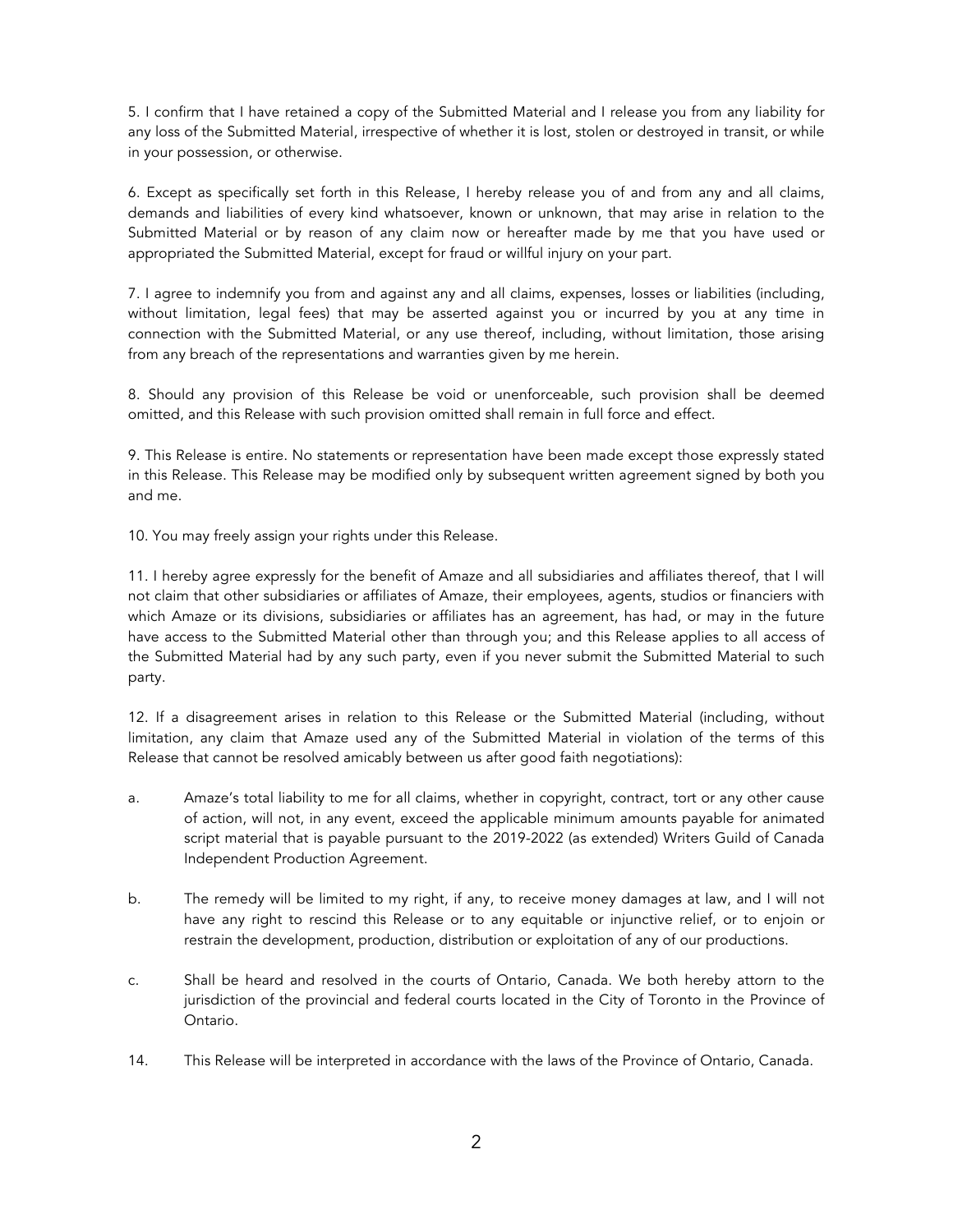5. I confirm that I have retained a copy of the Submitted Material and I release you from any liability for any loss of the Submitted Material, irrespective of whether it is lost, stolen or destroyed in transit, or while in your possession, or otherwise.

6. Except as specifically set forth in this Release, I hereby release you of and from any and all claims, demands and liabilities of every kind whatsoever, known or unknown, that may arise in relation to the Submitted Material or by reason of any claim now or hereafter made by me that you have used or appropriated the Submitted Material, except for fraud or willful injury on your part.

7. I agree to indemnify you from and against any and all claims, expenses, losses or liabilities (including, without limitation, legal fees) that may be asserted against you or incurred by you at any time in connection with the Submitted Material, or any use thereof, including, without limitation, those arising from any breach of the representations and warranties given by me herein.

8. Should any provision of this Release be void or unenforceable, such provision shall be deemed omitted, and this Release with such provision omitted shall remain in full force and effect.

9. This Release is entire. No statements or representation have been made except those expressly stated in this Release. This Release may be modified only by subsequent written agreement signed by both you and me.

10. You may freely assign your rights under this Release.

11. I hereby agree expressly for the benefit of Amaze and all subsidiaries and affiliates thereof, that I will not claim that other subsidiaries or affiliates of Amaze, their employees, agents, studios or financiers with which Amaze or its divisions, subsidiaries or affiliates has an agreement, has had, or may in the future have access to the Submitted Material other than through you; and this Release applies to all access of the Submitted Material had by any such party, even if you never submit the Submitted Material to such party.

12. If a disagreement arises in relation to this Release or the Submitted Material (including, without limitation, any claim that Amaze used any of the Submitted Material in violation of the terms of this Release that cannot be resolved amicably between us after good faith negotiations):

a. Amaze's total liability to me for all claims, whether in copyright, contract, tort or any other cause of action, will not, in any event, exceed the applicable minimum amounts payable for animated script material that is payable pursuant to the 2019-2022 (as extended) Writers Guild of Canada Independent Production Agreement.

b. The remedy will be limited to my right, if any, to receive money damages at law, and I will not have any right to rescind this Release or to any equitable or injunctive relief, or to enjoin or restrain the development, production, distribution or exploitation of any of our productions.

c. Shall be heard and resolved in the courts of Ontario, Canada. We both hereby attorn to the jurisdiction of the provincial and federal courts located in the City of Toronto in the Province of Ontario.

14. This Release will be interpreted in accordance with the laws of the Province of Ontario, Canada.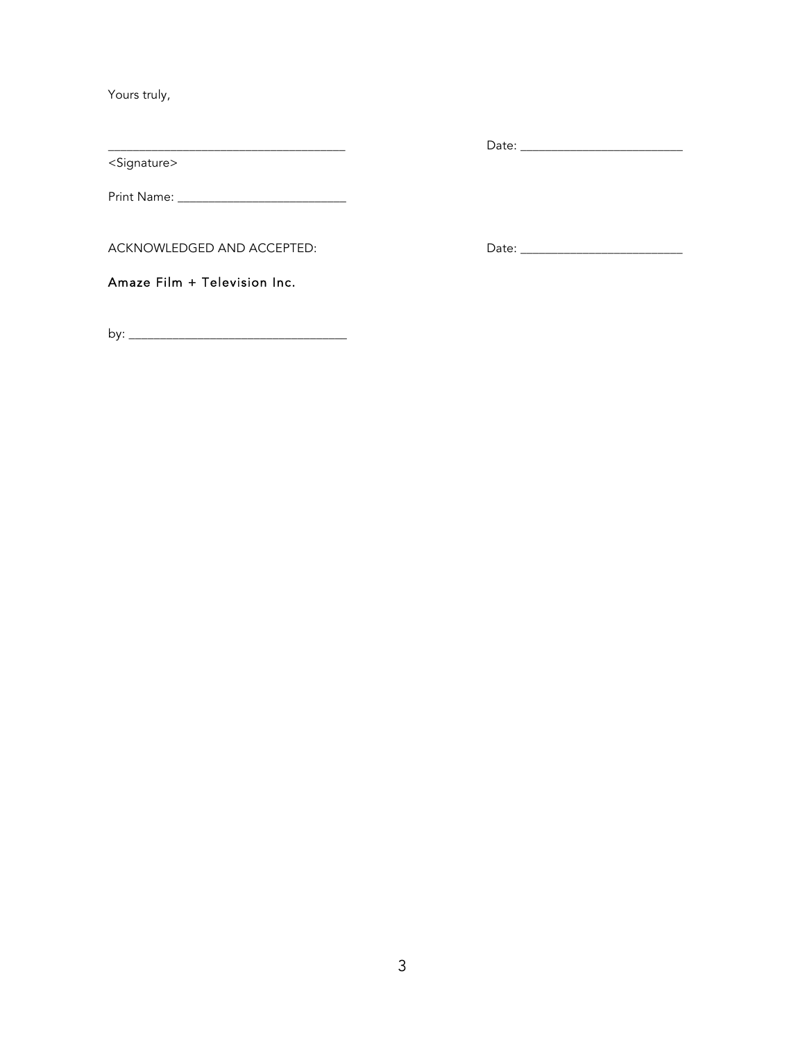Yours truly,

_________________________________ Date: ________________________

<Signature>

Print Name: _________________________

ACKNOWLEDGED AND ACCEPTED: Date: ________________________

Amaze Film + Television Inc.

by: _________________________________